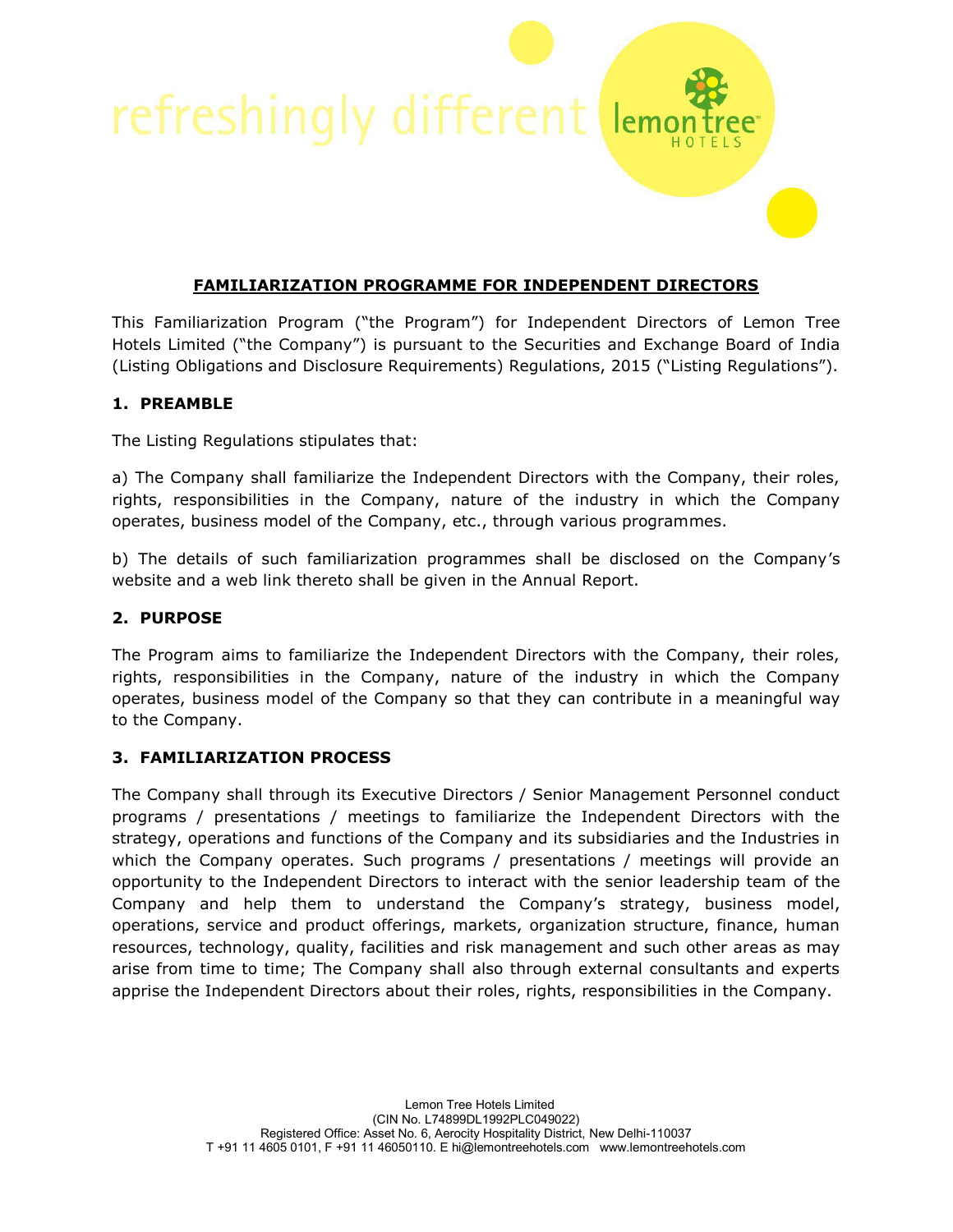refreshingly different

# FAMILIARIZATION PROGRAMME FOR INDEPENDENT DIRECTORS

This Familiarization Program ("the Program") for Independent Directors of Lemon Tree Hotels Limited ("the Company") is pursuant to the Securities and Exchange Board of India (Listing Obligations and Disclosure Requirements) Regulations, 2015 ("Listing Regulations").

## 1. PREAMBLE

The Listing Regulations stipulates that:

a) The Company shall familiarize the Independent Directors with the Company, their roles, rights, responsibilities in the Company, nature of the industry in which the Company operates, business model of the Company, etc., through various programmes.

b) The details of such familiarization programmes shall be disclosed on the Company's website and a web link thereto shall be given in the Annual Report.

## 2. PURPOSE

The Program aims to familiarize the Independent Directors with the Company, their roles, rights, responsibilities in the Company, nature of the industry in which the Company operates, business model of the Company so that they can contribute in a meaningful way to the Company.

## 3. FAMILIARIZATION PROCESS

The Company shall through its Executive Directors / Senior Management Personnel conduct programs / presentations / meetings to familiarize the Independent Directors with the strategy, operations and functions of the Company and its subsidiaries and the Industries in which the Company operates. Such programs / presentations / meetings will provide an opportunity to the Independent Directors to interact with the senior leadership team of the Company and help them to understand the Company's strategy, business model, operations, service and product offerings, markets, organization structure, finance, human resources, technology, quality, facilities and risk management and such other areas as may arise from time to time; The Company shall also through external consultants and experts apprise the Independent Directors about their roles, rights, responsibilities in the Company.

Lemon Tree Hotels Limited
(CIN No. L74899DL1992PLC049022)
Registered Office: Asset No. 6, Aerocity Hospitality District, New Delhi-110037
T +91 11 4605 0101, F +91 11 46050110. E hi@lemontreehotels.com www.lemontreehotels.com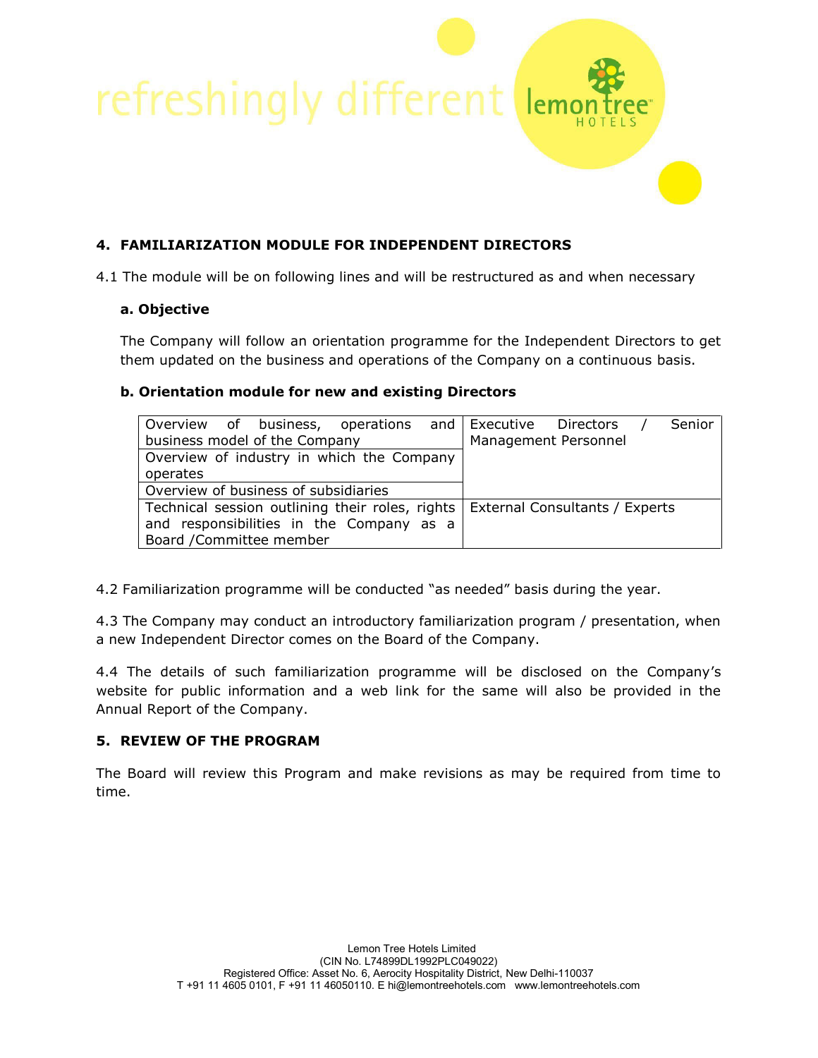## 4. FAMILIARIZATION MODULE FOR INDEPENDENT DIRECTORS

4.1 The module will be on following lines and will be restructured as and when necessary

### a. Objective

The Company will follow an orientation programme for the Independent Directors to get them updated on the business and operations of the Company on a continuous basis.

### b. Orientation module for new and existing Directors

| | |
|---|---|
| Overview of business, operations and business model of the Company | Executive Directors / Senior Management Personnel |
| Overview of industry in which the Company operates | |
| Overview of business of subsidiaries | |
| Technical session outlining their roles, rights and responsibilities in the Company as a Board /Committee member | External Consultants / Experts |

4.2 Familiarization programme will be conducted "as needed" basis during the year.

4.3 The Company may conduct an introductory familiarization program / presentation, when a new Independent Director comes on the Board of the Company.

4.4 The details of such familiarization programme will be disclosed on the Company's website for public information and a web link for the same will also be provided in the Annual Report of the Company.

## 5. REVIEW OF THE PROGRAM

The Board will review this Program and make revisions as may be required from time to time.